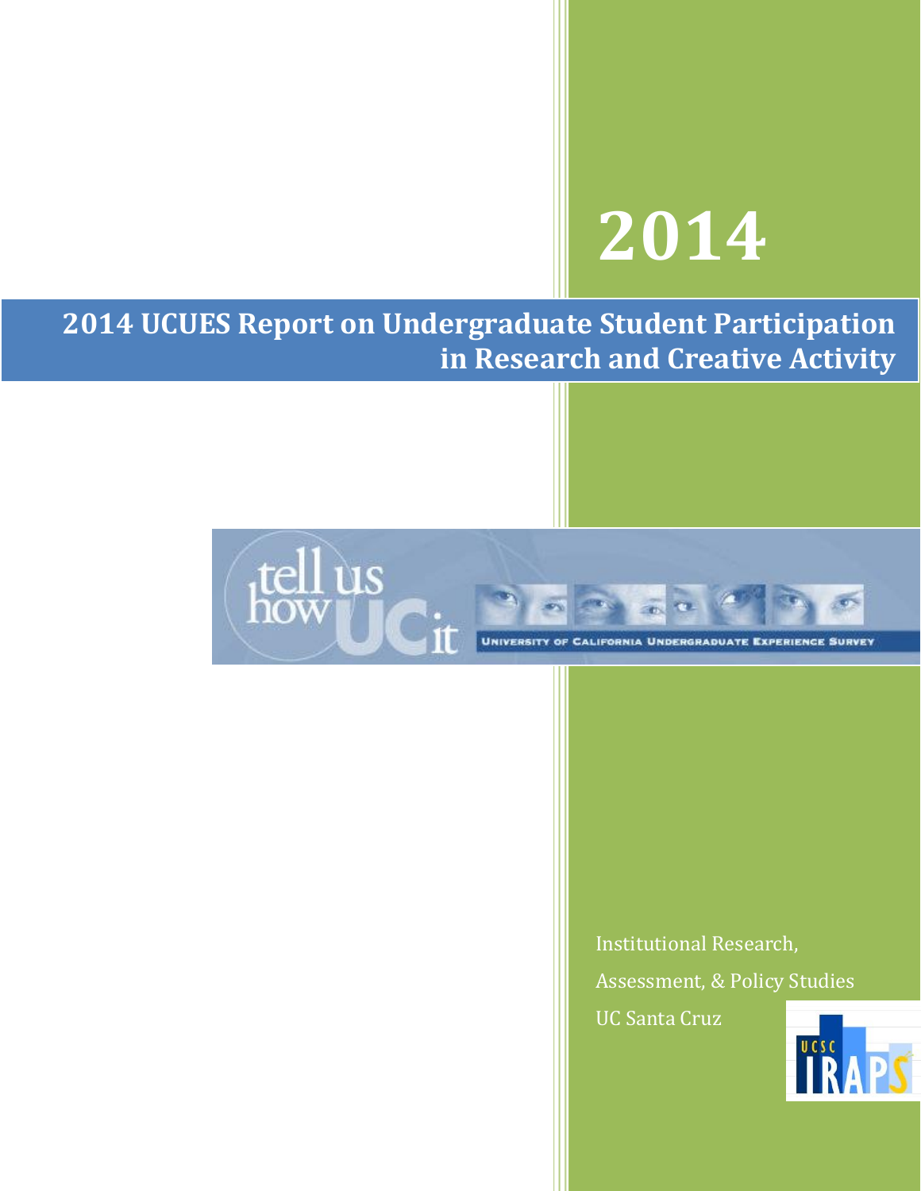# 2014

## 2014 UCUES Report on Undergraduate Student Participation in Research and Creative Activity

Institutional Research, Assessment, & Policy Studies

UC Santa Cruz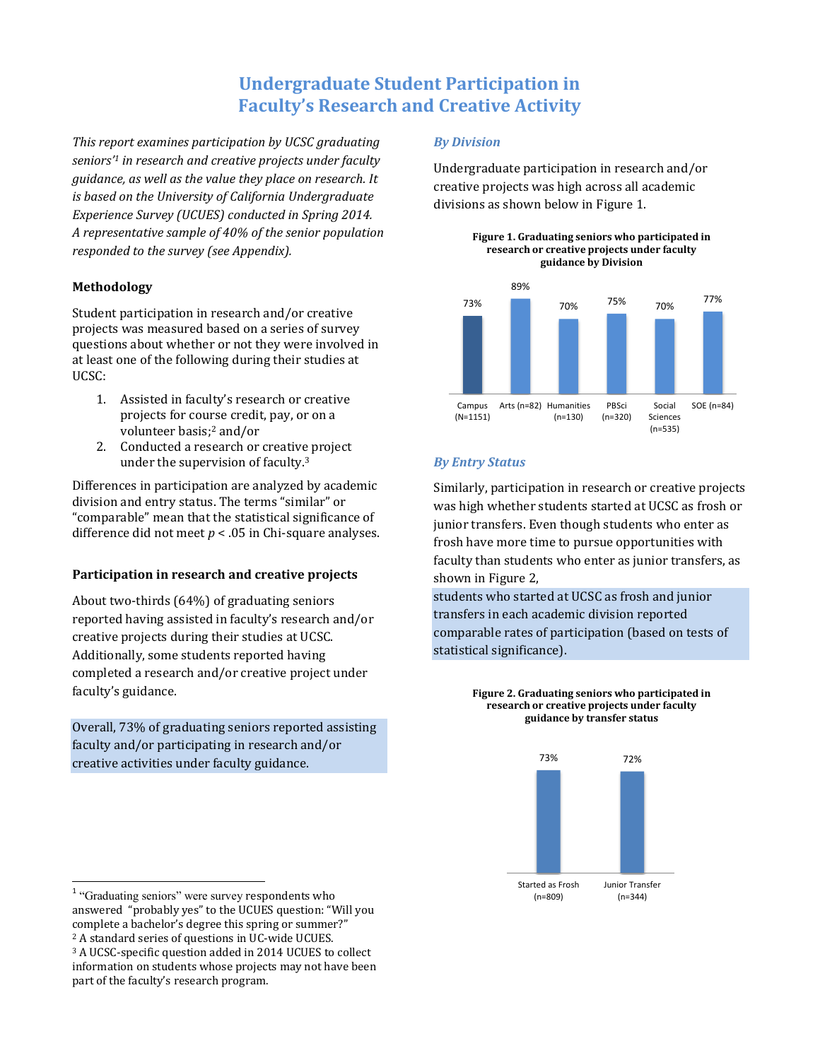# Undergraduate Student Participation in Faculty's Research and Creative Activity

*This report examines participation by UCSC graduating seniors'[1] in research and creative projects under faculty guidance, as well as the value they place on research. It is based on the University of California Undergraduate Experience Survey (UCUES) conducted in Spring 2014. A representative sample of 40% of the senior population responded to the survey (see Appendix).*

### Methodology

Student participation in research and/or creative projects was measured based on a series of survey questions about whether or not they were involved in at least one of the following during their studies at UCSC:

1. Assisted in faculty's research or creative projects for course credit, pay, or on a volunteer basis;[2] and/or
2. Conducted a research or creative project under the supervision of faculty.[3]

Differences in participation are analyzed by academic division and entry status. The terms "similar" or "comparable" mean that the statistical significance of difference did not meet $p < .05$ in Chi-square analyses.

### Participation in research and creative projects

About two-thirds (64%) of graduating seniors reported having assisted in faculty's research and/or creative projects during their studies at UCSC. Additionally, some students reported having completed a research and/or creative project under faculty's guidance.

Overall, 73% of graduating seniors reported assisting faculty and/or participating in research and/or creative activities under faculty guidance.

### *By Division*

Undergraduate participation in research and/or creative projects was high across all academic divisions as shown below in Figure 1.

**Figure 1. Graduating seniors who participated in research or creative projects under faculty guidance by Division**

| Campus (N=1151) | Arts (n=82) | Humanities (n=130) | PBSci (n=320) | Social Sciences (n=535) | SOE (n=84) |
|---|---|---|---|---|---|
| 73% | 89% | 70% | 75% | 70% | 77% |

### *By Entry Status*

Similarly, participation in research or creative projects was high whether students started at UCSC as frosh or junior transfers. Even though students who enter as frosh have more time to pursue opportunities with faculty than students who enter as junior transfers, as shown in Figure 2,

students who started at UCSC as frosh and junior transfers in each academic division reported comparable rates of participation (based on tests of statistical significance).

**Figure 2. Graduating seniors who participated in research or creative projects under faculty guidance by transfer status**

| Started as Frosh (n=809) | Junior Transfer (n=344) |
|---|---|
| 73% | 72% |

---

[1] "Graduating seniors" were survey respondents who answered "probably yes" to the UCUES question: "Will you complete a bachelor's degree this spring or summer?"

[2] A standard series of questions in UC-wide UCUES.

[3] A UCSC-specific question added in 2014 UCUES to collect information on students whose projects may not have been part of the faculty's research program.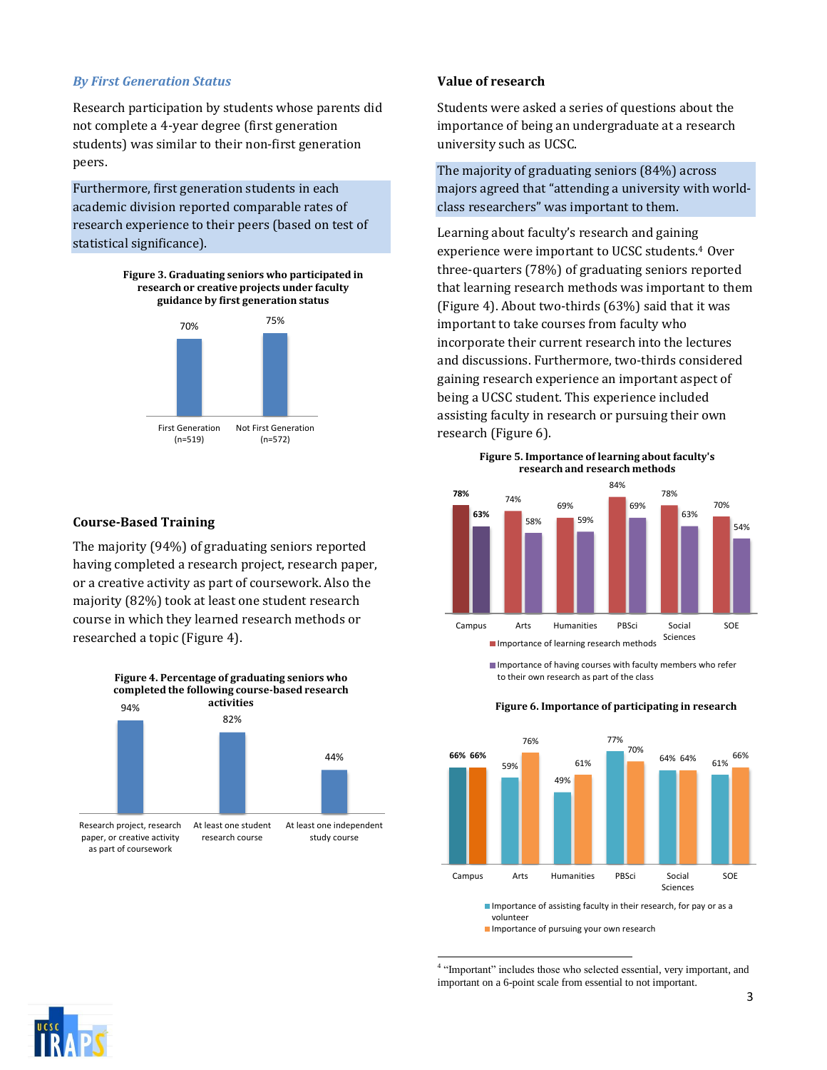### *By First Generation Status*

Research participation by students whose parents did not complete a 4-year degree (first generation students) was similar to their non-first generation peers.

Furthermore, first generation students in each academic division reported comparable rates of research experience to their peers (based on test of statistical significance).

**Figure 3. Graduating seniors who participated in research or creative projects under faculty guidance by first generation status**

| First Generation (n=519) | Not First Generation (n=572) |
|---|---|
| 70% | 75% |

### Course-Based Training

The majority (94%) of graduating seniors reported having completed a research project, research paper, or a creative activity as part of coursework. Also the majority (82%) took at least one student research course in which they learned research methods or researched a topic (Figure 4).

**Figure 4. Percentage of graduating seniors who completed the following course-based research activities**

| Research project, research paper, or creative activity as part of coursework | At least one student research course | At least one independent study course |
|---|---|---|
| 94% | 82% | 44% |

### Value of research

Students were asked a series of questions about the importance of being an undergraduate at a research university such as UCSC.

The majority of graduating seniors (84%) across majors agreed that "attending a university with world-class researchers" was important to them.

Learning about faculty's research and gaining experience were important to UCSC students.[4] Over three-quarters (78%) of graduating seniors reported that learning research methods was important to them (Figure 4). About two-thirds (63%) said that it was important to take courses from faculty who incorporate their current research into the lectures and discussions. Furthermore, two-thirds considered gaining research experience an important aspect of being a UCSC student. This experience included assisting faculty in research or pursuing their own research (Figure 6).

**Figure 5. Importance of learning about faculty's research and research methods**

| | Campus | Arts | Humanities | PBSci | Social Sciences | SOE |
|---|---|---|---|---|---|---|
| Importance of learning research methods | 78% | 74% | 69% | 84% | 78% | 70% |
| Importance of having courses with faculty members who refer to their own research as part of the class | 63% | 58% | 59% | 69% | 63% | 54% |

**Figure 6. Importance of participating in research**

| | Campus | Arts | Humanities | PBSci | Social Sciences | SOE |
|---|---|---|---|---|---|---|
| Importance of assisting faculty in their research, for pay or as a volunteer | 66% | 59% | 49% | 77% | 64% | 61% |
| Importance of pursuing your own research | 66% | 76% | 61% | 70% | 64% | 66% |

[4] "Important" includes those who selected essential, very important, and important on a 6-point scale from essential to not important.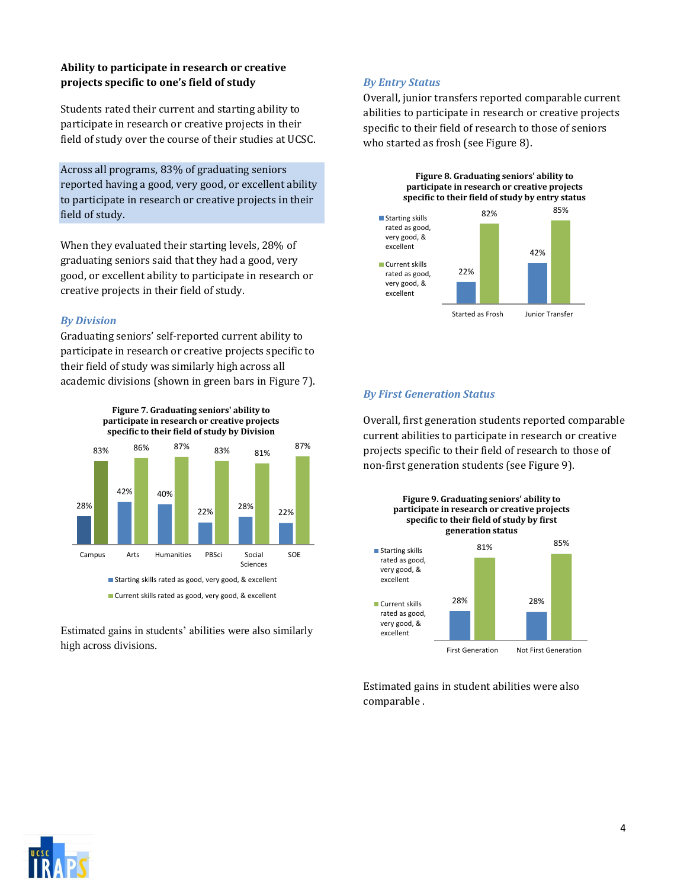### Ability to participate in research or creative projects specific to one's field of study

Students rated their current and starting ability to participate in research or creative projects in their field of study over the course of their studies at UCSC.

Across all programs, 83% of graduating seniors reported having a good, very good, or excellent ability to participate in research or creative projects in their field of study.

When they evaluated their starting levels, 28% of graduating seniors said that they had a good, very good, or excellent ability to participate in research or creative projects in their field of study.

#### *By Division*

Graduating seniors' self-reported current ability to participate in research or creative projects specific to their field of study was similarly high across all academic divisions (shown in green bars in Figure 7).

**Figure 7. Graduating seniors' ability to participate in research or creative projects specific to their field of study by Division**

| | Campus | Arts | Humanities | PBSci | Social Sciences | SOE |
|---|---|---|---|---|---|---|
| Starting skills rated as good, very good, & excellent | 28% | 42% | 40% | 22% | 28% | 22% |
| Current skills rated as good, very good, & excellent | 83% | 86% | 87% | 83% | 81% | 87% |

Estimated gains in students' abilities were also similarly high across divisions.

#### *By Entry Status*

Overall, junior transfers reported comparable current abilities to participate in research or creative projects specific to their field of research to those of seniors who started as frosh (see Figure 8).

**Figure 8. Graduating seniors' ability to participate in research or creative projects specific to their field of study by entry status**

| | Started as Frosh | Junior Transfer |
|---|---|---|
| Starting skills rated as good, very good, & excellent | 22% | 42% |
| Current skills rated as good, very good, & excellent | 82% | 85% |

#### *By First Generation Status*

Overall, first generation students reported comparable current abilities to participate in research or creative projects specific to their field of research to those of non-first generation students (see Figure 9).

**Figure 9. Graduating seniors' ability to participate in research or creative projects specific to their field of study by first generation status**

| | First Generation | Not First Generation |
|---|---|---|
| Starting skills rated as good, very good, & excellent | 28% | 28% |
| Current skills rated as good, very good, & excellent | 81% | 85% |

Estimated gains in student abilities were also comparable .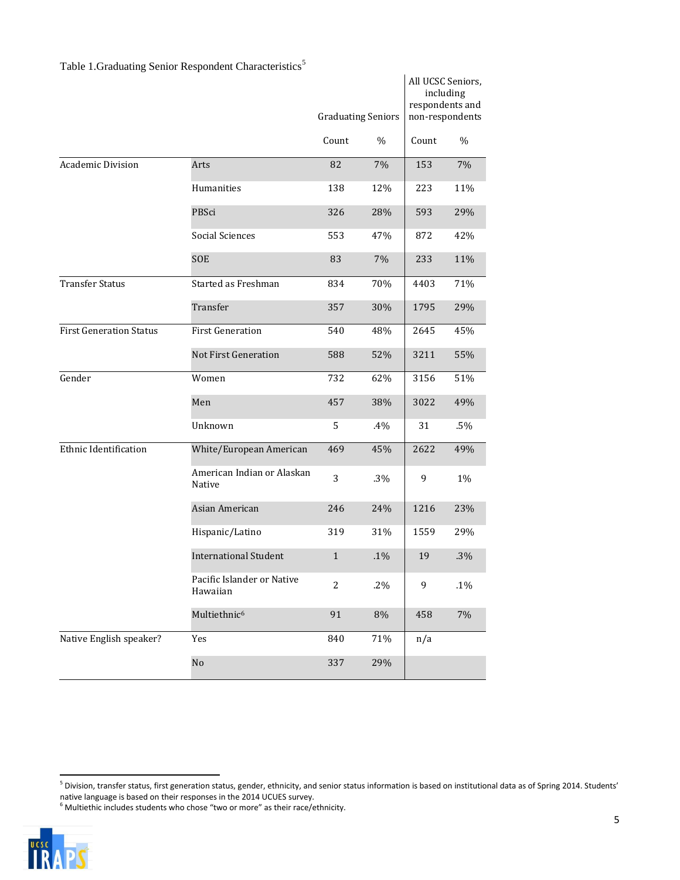Table 1.Graduating Senior Respondent Characteristics[5]

| | | Graduating Seniors | | All UCSC Seniors, including respondents and non-respondents | |
|---|---|---|---|---|---|
| | | Count | % | Count | % |
| Academic Division | Arts | 82 | 7% | 153 | 7% |
| | Humanities | 138 | 12% | 223 | 11% |
| | PBSci | 326 | 28% | 593 | 29% |
| | Social Sciences | 553 | 47% | 872 | 42% |
| | SOE | 83 | 7% | 233 | 11% |
| Transfer Status | Started as Freshman | 834 | 70% | 4403 | 71% |
| | Transfer | 357 | 30% | 1795 | 29% |
| First Generation Status | First Generation | 540 | 48% | 2645 | 45% |
| | Not First Generation | 588 | 52% | 3211 | 55% |
| Gender | Women | 732 | 62% | 3156 | 51% |
| | Men | 457 | 38% | 3022 | 49% |
| | Unknown | 5 | .4% | 31 | .5% |
| Ethnic Identification | White/European American | 469 | 45% | 2622 | 49% |
| | American Indian or Alaskan Native | 3 | .3% | 9 | 1% |
| | Asian American | 246 | 24% | 1216 | 23% |
| | Hispanic/Latino | 319 | 31% | 1559 | 29% |
| | International Student | 1 | .1% | 19 | .3% |
| | Pacific Islander or Native Hawaiian | 2 | .2% | 9 | .1% |
| | Multiethnic[6] | 91 | 8% | 458 | 7% |
| Native English speaker? | Yes | 840 | 71% | n/a | |
| | No | 337 | 29% | | |

[5] Division, transfer status, first generation status, gender, ethnicity, and senior status information is based on institutional data as of Spring 2014. Students' native language is based on their responses in the 2014 UCUES survey.

[6] Multiethic includes students who chose "two or more" as their race/ethnicity.